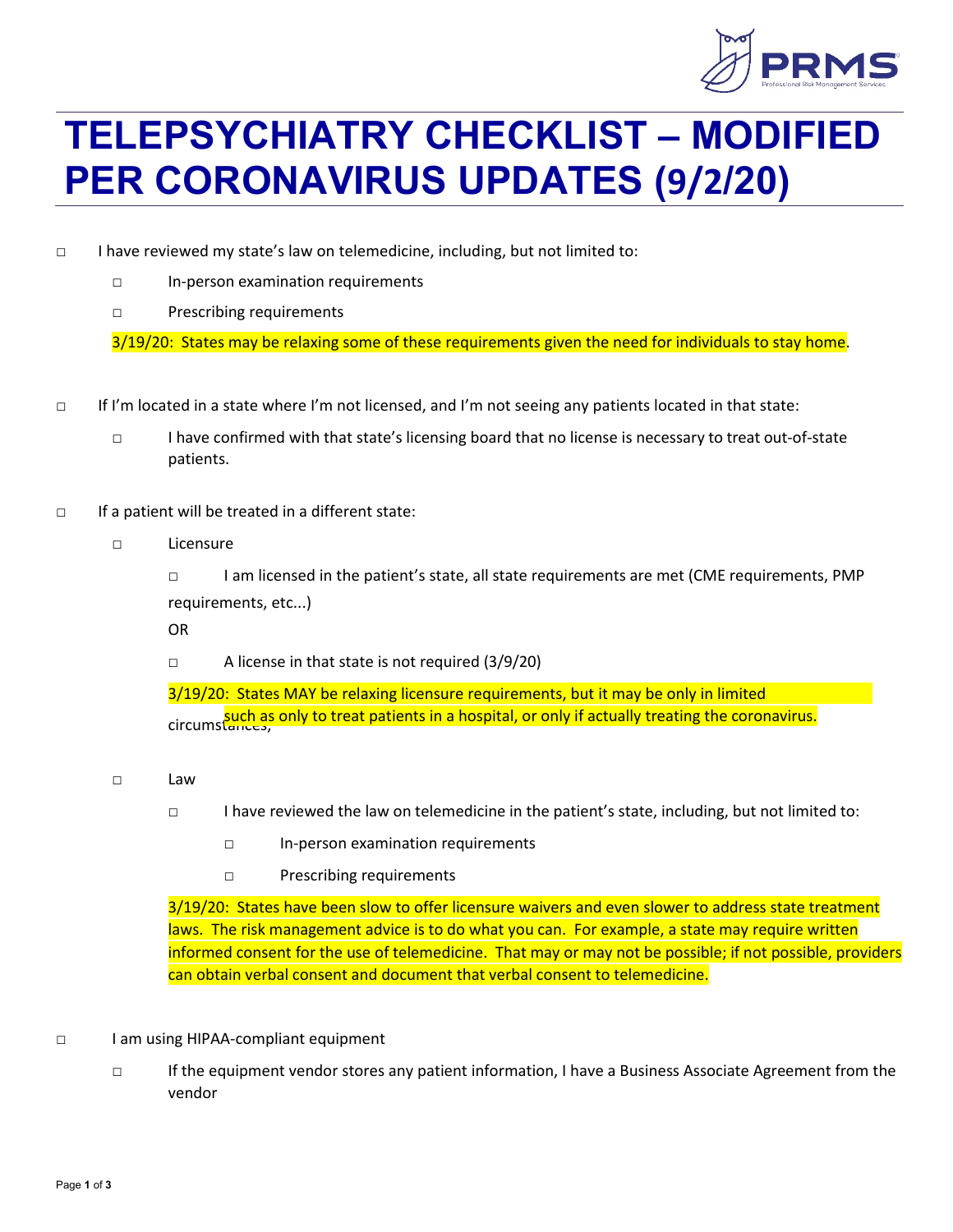# TELEPSYCHIATRY CHECKLIST – MODIFIED PER CORONAVIRUS UPDATES (9/2/20)

- ☐ I have reviewed my state's law on telemedicine, including, but not limited to:
  - ☐ In-person examination requirements
  - ☐ Prescribing requirements

  3/19/20: States may be relaxing some of these requirements given the need for individuals to stay home.

- ☐ If I'm located in a state where I'm not licensed, and I'm not seeing any patients located in that state:
  - ☐ I have confirmed with that state's licensing board that no license is necessary to treat out-of-state patients.

- ☐ If a patient will be treated in a different state:
  - ☐ Licensure
    - ☐ I am licensed in the patient's state, all state requirements are met (CME requirements, PMP requirements, etc...)

      OR

    - ☐ A license in that state is not required (3/9/20)

    3/19/20: States MAY be relaxing licensure requirements, but it may be only in limited circumstances, such as only to treat patients in a hospital, or only if actually treating the coronavirus.

  - ☐ Law
    - ☐ I have reviewed the law on telemedicine in the patient's state, including, but not limited to:
      - ☐ In-person examination requirements
      - ☐ Prescribing requirements

    3/19/20: States have been slow to offer licensure waivers and even slower to address state treatment laws. The risk management advice is to do what you can. For example, a state may require written informed consent for the use of telemedicine. That may or may not be possible; if not possible, providers can obtain verbal consent and document that verbal consent to telemedicine.

- ☐ I am using HIPAA-compliant equipment
  - ☐ If the equipment vendor stores any patient information, I have a Business Associate Agreement from the vendor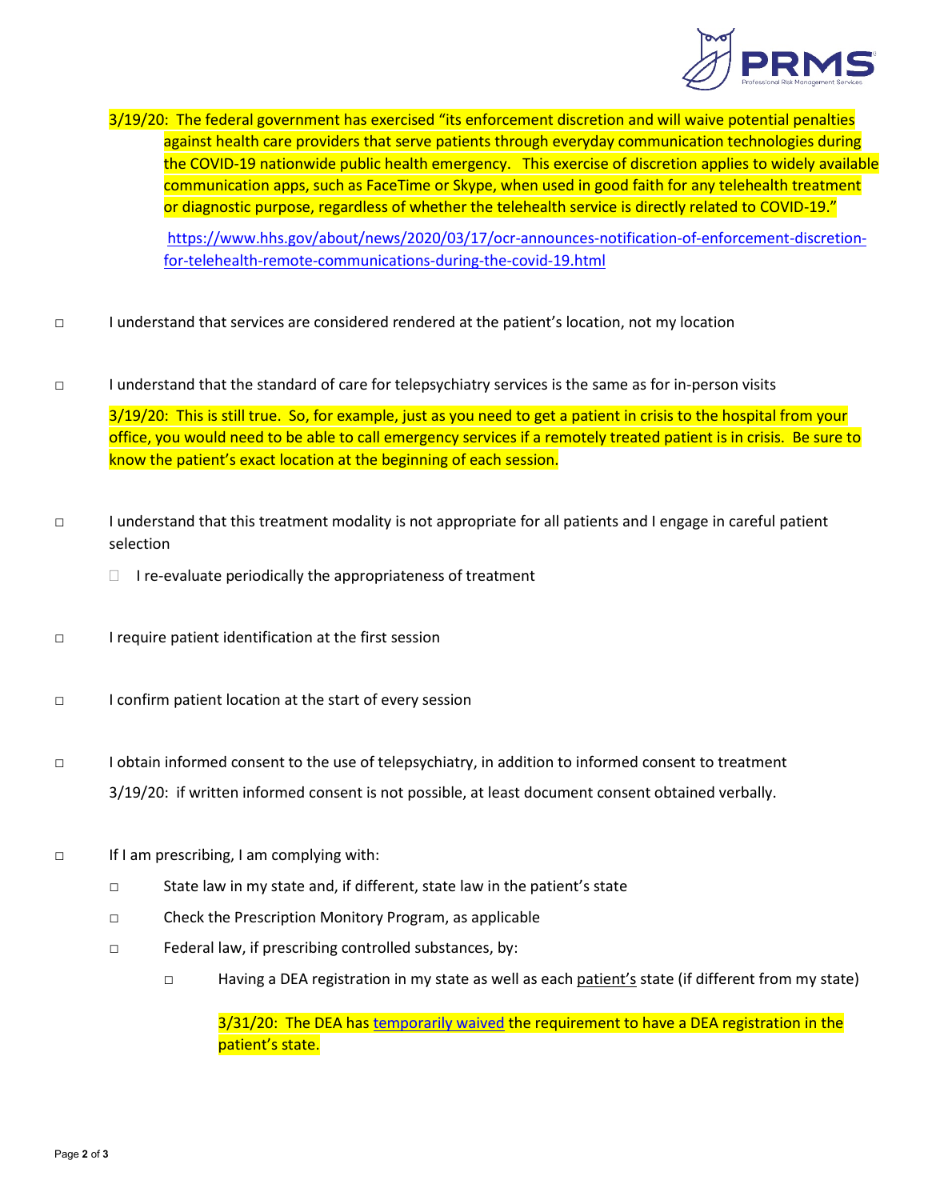3/19/20: The federal government has exercised "its enforcement discretion and will waive potential penalties against health care providers that serve patients through everyday communication technologies during the COVID-19 nationwide public health emergency. This exercise of discretion applies to widely available communication apps, such as FaceTime or Skype, when used in good faith for any telehealth treatment or diagnostic purpose, regardless of whether the telehealth service is directly related to COVID-19."

https://www.hhs.gov/about/news/2020/03/17/ocr-announces-notification-of-enforcement-discretion-for-telehealth-remote-communications-during-the-covid-19.html

- ◻ I understand that services are considered rendered at the patient's location, not my location

- ◻ I understand that the standard of care for telepsychiatry services is the same as for in-person visits

  3/19/20: This is still true. So, for example, just as you need to get a patient in crisis to the hospital from your office, you would need to be able to call emergency services if a remotely treated patient is in crisis. Be sure to know the patient's exact location at the beginning of each session.

- ◻ I understand that this treatment modality is not appropriate for all patients and I engage in careful patient selection
  - ◻ I re-evaluate periodically the appropriateness of treatment

- ◻ I require patient identification at the first session

- ◻ I confirm patient location at the start of every session

- ◻ I obtain informed consent to the use of telepsychiatry, in addition to informed consent to treatment

  3/19/20: if written informed consent is not possible, at least document consent obtained verbally.

- ◻ If I am prescribing, I am complying with:
  - ◻ State law in my state and, if different, state law in the patient's state
  - ◻ Check the Prescription Monitory Program, as applicable
  - ◻ Federal law, if prescribing controlled substances, by:
    - ◻ Having a DEA registration in my state as well as each patient's state (if different from my state)

      3/31/20: The DEA has temporarily waived the requirement to have a DEA registration in the patient's state.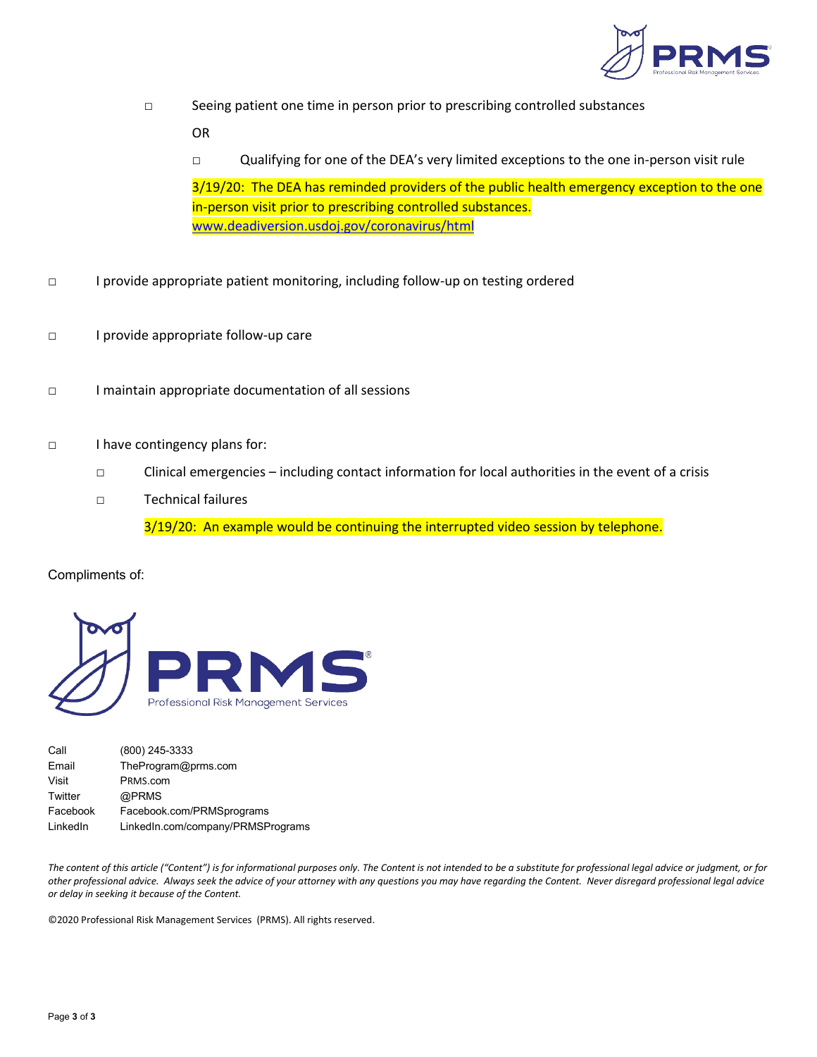- ☐ Seeing patient one time in person prior to prescribing controlled substances

  OR

  - ☐ Qualifying for one of the DEA's very limited exceptions to the one in-person visit rule

  3/19/20: The DEA has reminded providers of the public health emergency exception to the one in-person visit prior to prescribing controlled substances. www.deadiversion.usdoj.gov/coronavirus/html

☐ I provide appropriate patient monitoring, including follow-up on testing ordered

☐ I provide appropriate follow-up care

☐ I maintain appropriate documentation of all sessions

☐ I have contingency plans for:

- ☐ Clinical emergencies – including contact information for local authorities in the event of a crisis
- ☐ Technical failures

  3/19/20: An example would be continuing the interrupted video session by telephone.

Compliments of:

PRMS
Professional Risk Management Services

| | |
|---|---|
| Call | (800) 245-3333 |
| Email | TheProgram@prms.com |
| Visit | PRMS.com |
| Twitter | @PRMS |
| Facebook | Facebook.com/PRMSprograms |
| LinkedIn | LinkedIn.com/company/PRMSPrograms |

*The content of this article ("Content") is for informational purposes only. The Content is not intended to be a substitute for professional legal advice or judgment, or for other professional advice. Always seek the advice of your attorney with any questions you may have regarding the Content. Never disregard professional legal advice or delay in seeking it because of the Content.*

©2020 Professional Risk Management Services (PRMS). All rights reserved.